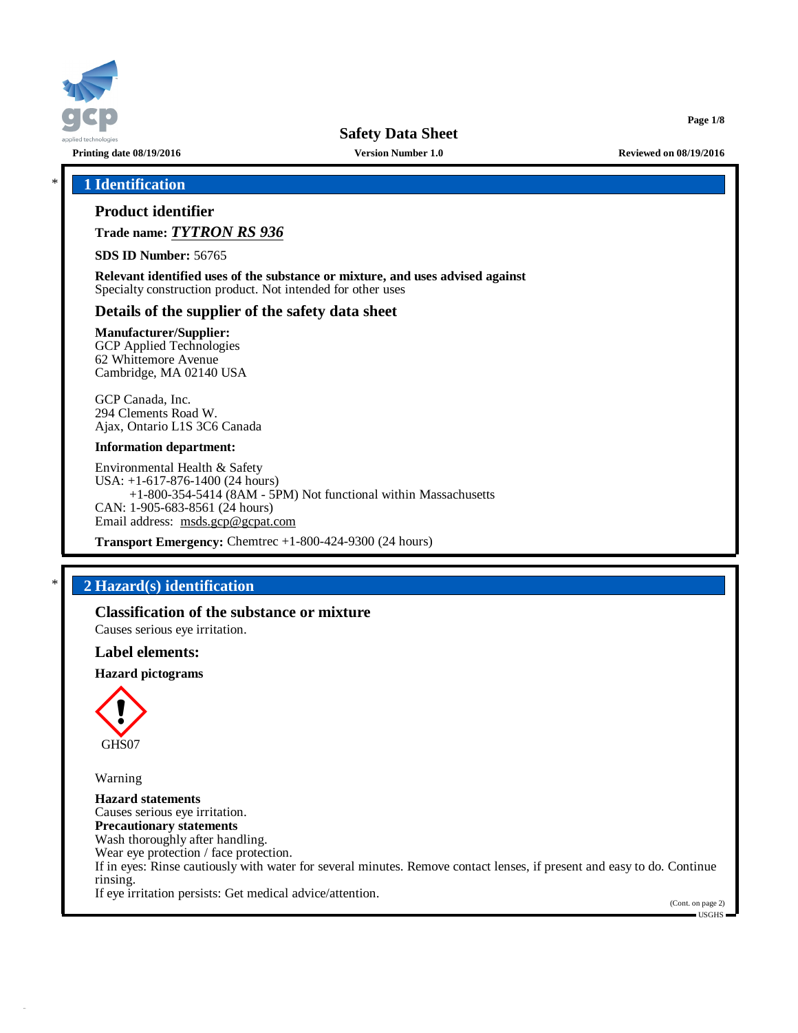# Safety Data Sheet

**Printing date 08/19/2016** | **Version Number 1.0** | **Reviewed on 08/19/2016**

## 1 Identification

### Product identifier

**Trade name:** ***TYTRON RS 936***

**SDS ID Number:** 56765

**Relevant identified uses of the substance or mixture, and uses advised against**
Specialty construction product. Not intended for other uses

### Details of the supplier of the safety data sheet

**Manufacturer/Supplier:**
GCP Applied Technologies
62 Whittemore Avenue
Cambridge, MA 02140 USA

GCP Canada, Inc.
294 Clements Road W.
Ajax, Ontario L1S 3C6 Canada

**Information department:**

Environmental Health & Safety
USA: +1-617-876-1400 (24 hours)
+1-800-354-5414 (8AM - 5PM) Not functional within Massachusetts
CAN: 1-905-683-8561 (24 hours)
Email address: msds.gcp@gcpat.com

**Transport Emergency:** Chemtrec +1-800-424-9300 (24 hours)

## 2 Hazard(s) identification

### Classification of the substance or mixture

Causes serious eye irritation.

### Label elements:

**Hazard pictograms**

GHS07

Warning

**Hazard statements**
Causes serious eye irritation.
**Precautionary statements**
Wash thoroughly after handling.
Wear eye protection / face protection.
If in eyes: Rinse cautiously with water for several minutes. Remove contact lenses, if present and easy to do. Continue rinsing.
If eye irritation persists: Get medical advice/attention.

(Cont. on page 2)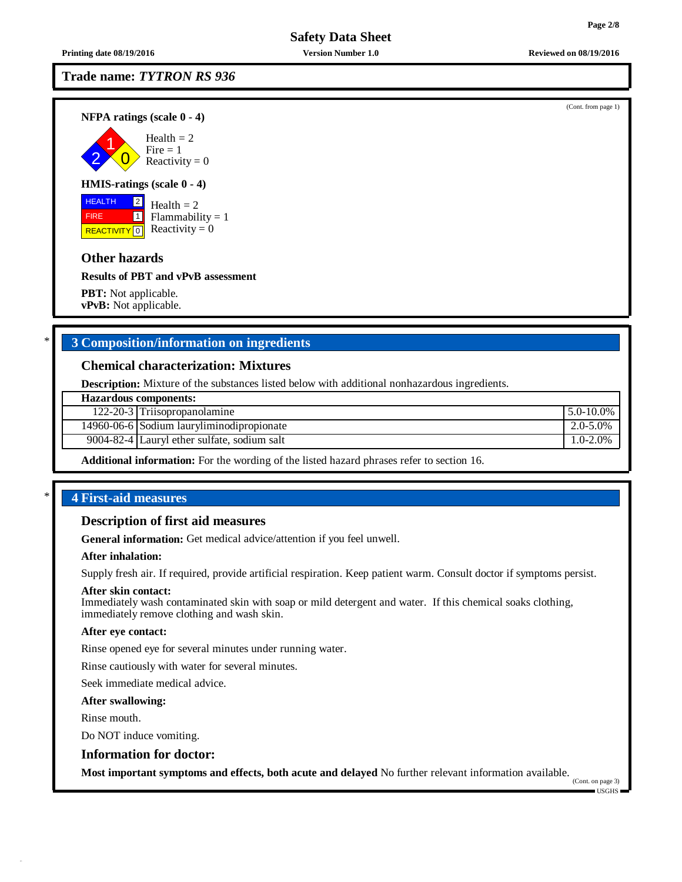Trade name: *TYTRON RS 936*

(Cont. from page 1)

**NFPA ratings (scale 0 - 4)**

Health = 2
Fire = 1
Reactivity = 0

**HMIS-ratings (scale 0 - 4)**

HEALTH 2
FIRE 1
REACTIVITY 0

Health = 2
Flammability = 1
Reactivity = 0

### Other hazards

**Results of PBT and vPvB assessment**

**PBT:** Not applicable.
**vPvB:** Not applicable.

## * 3 Composition/information on ingredients

### Chemical characterization: Mixtures

**Description:** Mixture of the substances listed below with additional nonhazardous ingredients.

| Hazardous components: | | |
|---|---|---|
| 122-20-3 | Triisopropanolamine | 5.0-10.0% |
| 14960-06-6 | Sodium lauryliminodipropionate | 2.0-5.0% |
| 9004-82-4 | Lauryl ether sulfate, sodium salt | 1.0-2.0% |

**Additional information:** For the wording of the listed hazard phrases refer to section 16.

## * 4 First-aid measures

### Description of first aid measures

**General information:** Get medical advice/attention if you feel unwell.

**After inhalation:**

Supply fresh air. If required, provide artificial respiration. Keep patient warm. Consult doctor if symptoms persist.

**After skin contact:**
Immediately wash contaminated skin with soap or mild detergent and water. If this chemical soaks clothing, immediately remove clothing and wash skin.

**After eye contact:**

Rinse opened eye for several minutes under running water.

Rinse cautiously with water for several minutes.

Seek immediate medical advice.

**After swallowing:**

Rinse mouth.

Do NOT induce vomiting.

### Information for doctor:

**Most important symptoms and effects, both acute and delayed** No further relevant information available.

(Cont. on page 3)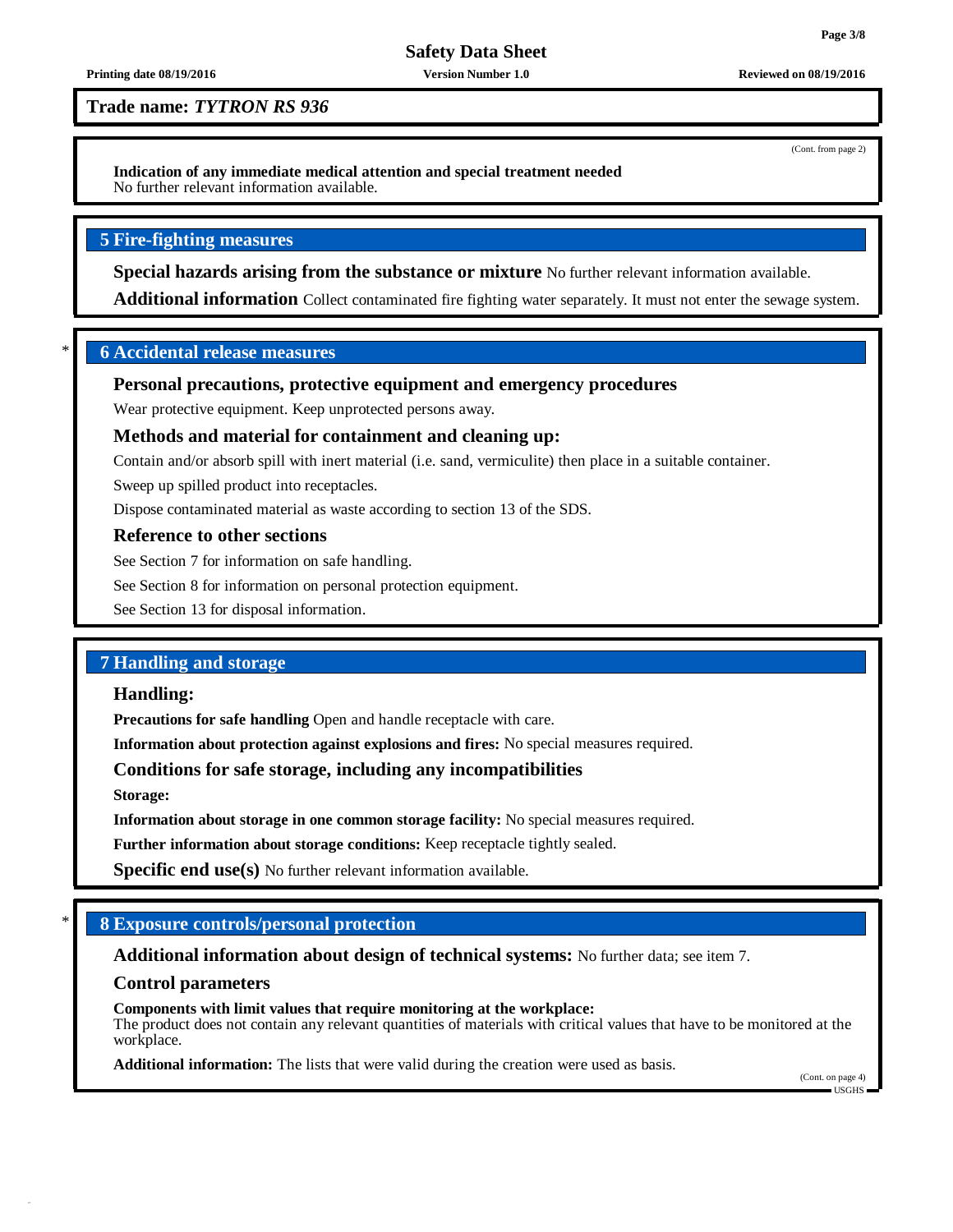**Trade name:** ***TYTRON RS 936***

(Cont. from page 2)

**Indication of any immediate medical attention and special treatment needed**
No further relevant information available.

## 5 Fire-fighting measures

**Special hazards arising from the substance or mixture** No further relevant information available.

**Additional information** Collect contaminated fire fighting water separately. It must not enter the sewage system.

## * 6 Accidental release measures

### Personal precautions, protective equipment and emergency procedures

Wear protective equipment. Keep unprotected persons away.

### Methods and material for containment and cleaning up:

Contain and/or absorb spill with inert material (i.e. sand, vermiculite) then place in a suitable container.

Sweep up spilled product into receptacles.

Dispose contaminated material as waste according to section 13 of the SDS.

### Reference to other sections

See Section 7 for information on safe handling.

See Section 8 for information on personal protection equipment.

See Section 13 for disposal information.

## 7 Handling and storage

### Handling:

**Precautions for safe handling** Open and handle receptacle with care.

**Information about protection against explosions and fires:** No special measures required.

### Conditions for safe storage, including any incompatibilities

**Storage:**

**Information about storage in one common storage facility:** No special measures required.

**Further information about storage conditions:** Keep receptacle tightly sealed.

**Specific end use(s)** No further relevant information available.

## * 8 Exposure controls/personal protection

**Additional information about design of technical systems:** No further data; see item 7.

### Control parameters

**Components with limit values that require monitoring at the workplace:**
The product does not contain any relevant quantities of materials with critical values that have to be monitored at the workplace.

**Additional information:** The lists that were valid during the creation were used as basis.

(Cont. on page 4)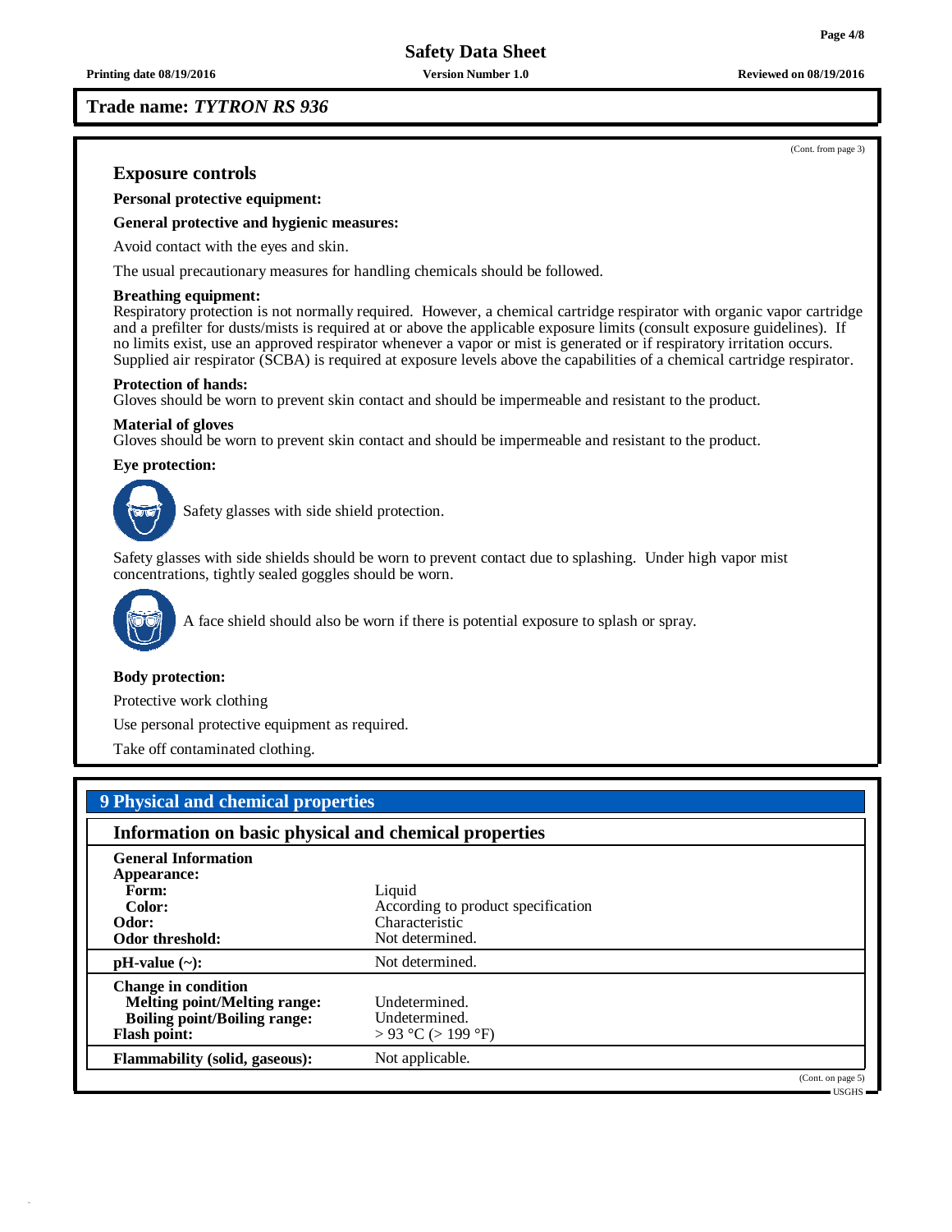Trade name: *TYTRON RS 936*

(Cont. from page 3)

### Exposure controls

**Personal protective equipment:**

**General protective and hygienic measures:**

Avoid contact with the eyes and skin.

The usual precautionary measures for handling chemicals should be followed.

**Breathing equipment:**
Respiratory protection is not normally required. However, a chemical cartridge respirator with organic vapor cartridge and a prefilter for dusts/mists is required at or above the applicable exposure limits (consult exposure guidelines). If no limits exist, use an approved respirator whenever a vapor or mist is generated or if respiratory irritation occurs. Supplied air respirator (SCBA) is required at exposure levels above the capabilities of a chemical cartridge respirator.

**Protection of hands:**
Gloves should be worn to prevent skin contact and should be impermeable and resistant to the product.

**Material of gloves**
Gloves should be worn to prevent skin contact and should be impermeable and resistant to the product.

**Eye protection:**

Safety glasses with side shield protection.

Safety glasses with side shields should be worn to prevent contact due to splashing. Under high vapor mist concentrations, tightly sealed goggles should be worn.

A face shield should also be worn if there is potential exposure to splash or spray.

**Body protection:**

Protective work clothing

Use personal protective equipment as required.

Take off contaminated clothing.

## 9 Physical and chemical properties

### Information on basic physical and chemical properties

| | |
|---|---|
| **General Information** | |
| **Appearance:** | |
| **Form:** | Liquid |
| **Color:** | According to product specification |
| **Odor:** | Characteristic |
| **Odor threshold:** | Not determined. |
| **pH-value (~):** | Not determined. |
| **Change in condition** | |
| **Melting point/Melting range:** | Undetermined. |
| **Boiling point/Boiling range:** | Undetermined. |
| **Flash point:** | > 93 °C (> 199 °F) |
| **Flammability (solid, gaseous):** | Not applicable. |

(Cont. on page 5)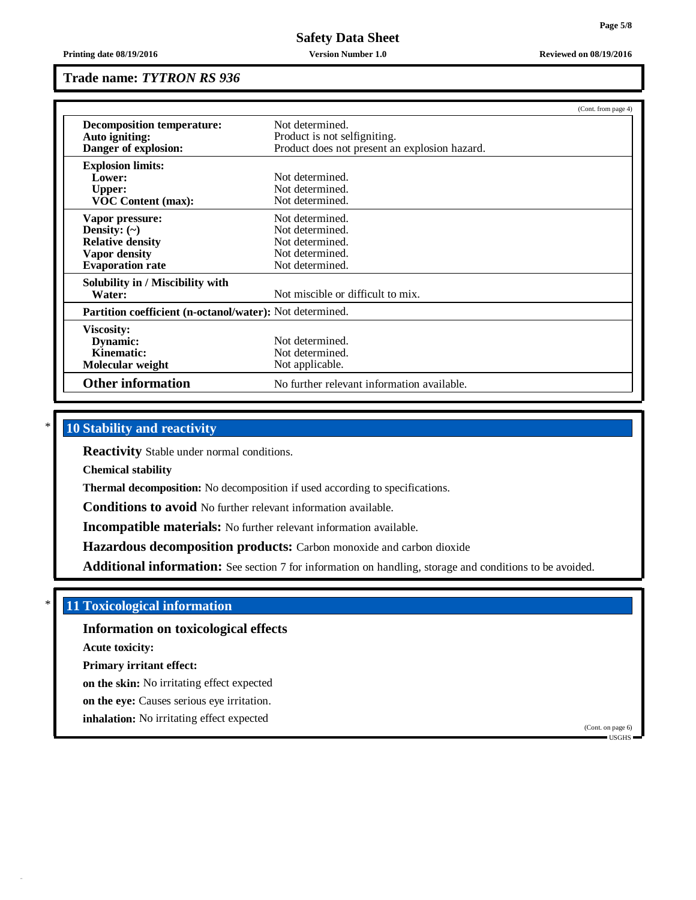**Trade name:** ***TYTRON RS 936***

(Cont. from page 4)

| | |
|---|---|
| **Decomposition temperature:** | Not determined. |
| **Auto igniting:** | Product is not selfigniting. |
| **Danger of explosion:** | Product does not present an explosion hazard. |
| **Explosion limits:** | |
| **Lower:** | Not determined. |
| **Upper:** | Not determined. |
| **VOC Content (max):** | Not determined. |
| **Vapor pressure:** | Not determined. |
| **Density: (~)** | Not determined. |
| **Relative density** | Not determined. |
| **Vapor density** | Not determined. |
| **Evaporation rate** | Not determined. |
| **Solubility in / Miscibility with** | |
| **Water:** | Not miscible or difficult to mix. |
| **Partition coefficient (n-octanol/water):** | Not determined. |
| **Viscosity:** | |
| **Dynamic:** | Not determined. |
| **Kinematic:** | Not determined. |
| **Molecular weight** | Not applicable. |
| **Other information** | No further relevant information available. |

\* 

## 10 Stability and reactivity

**Reactivity** Stable under normal conditions.

**Chemical stability**

**Thermal decomposition:** No decomposition if used according to specifications.

**Conditions to avoid** No further relevant information available.

**Incompatible materials:** No further relevant information available.

**Hazardous decomposition products:** Carbon monoxide and carbon dioxide

**Additional information:** See section 7 for information on handling, storage and conditions to be avoided.

\* 

## 11 Toxicological information

### Information on toxicological effects

**Acute toxicity:**

**Primary irritant effect:**

**on the skin:** No irritating effect expected

**on the eye:** Causes serious eye irritation.

**inhalation:** No irritating effect expected

(Cont. on page 6)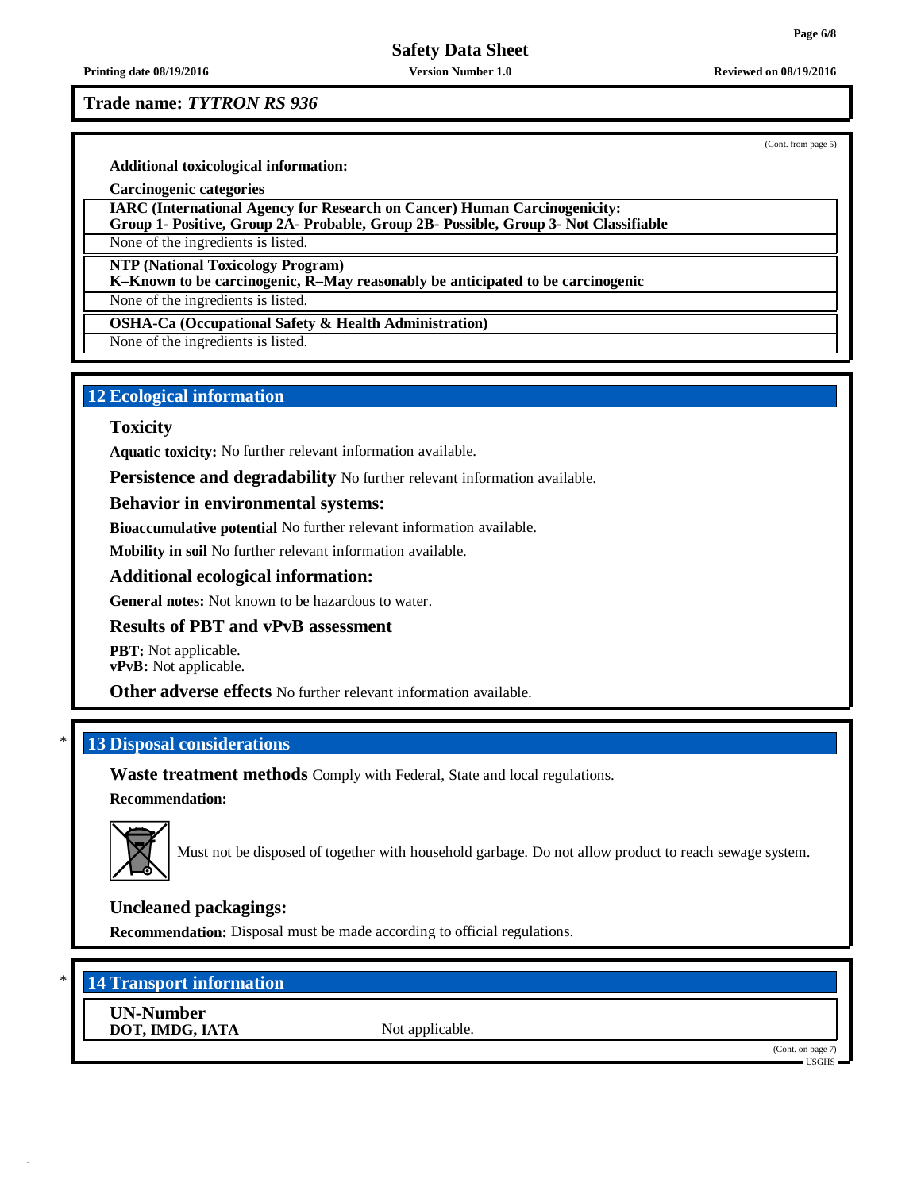Trade name: *TYTRON RS 936*

(Cont. from page 5)

**Additional toxicological information:**

**Carcinogenic categories**

**IARC (International Agency for Research on Cancer) Human Carcinogenicity:**
**Group 1- Positive, Group 2A- Probable, Group 2B- Possible, Group 3- Not Classifiable**

None of the ingredients is listed.

**NTP (National Toxicology Program)**
**K–Known to be carcinogenic, R–May reasonably be anticipated to be carcinogenic**

None of the ingredients is listed.

**OSHA-Ca (Occupational Safety & Health Administration)**

None of the ingredients is listed.

## 12 Ecological information

### Toxicity

**Aquatic toxicity:** No further relevant information available.

**Persistence and degradability** No further relevant information available.

### Behavior in environmental systems:

**Bioaccumulative potential** No further relevant information available.

**Mobility in soil** No further relevant information available.

### Additional ecological information:

**General notes:** Not known to be hazardous to water.

### Results of PBT and vPvB assessment

**PBT:** Not applicable.
**vPvB:** Not applicable.

**Other adverse effects** No further relevant information available.

## * 13 Disposal considerations

**Waste treatment methods** Comply with Federal, State and local regulations.

**Recommendation:**

Must not be disposed of together with household garbage. Do not allow product to reach sewage system.

### Uncleaned packagings:

**Recommendation:** Disposal must be made according to official regulations.

## * 14 Transport information

**UN-Number**
**DOT, IMDG, IATA** Not applicable.

(Cont. on page 7)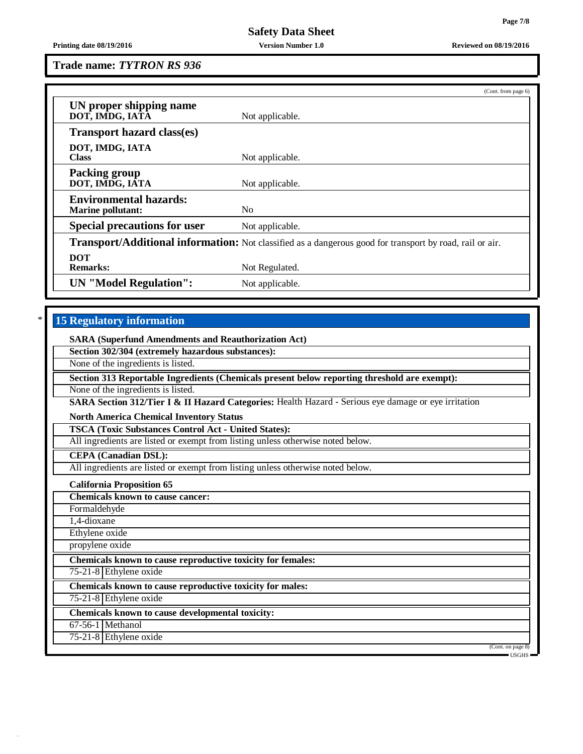**Trade name: *TYTRON RS 936***

(Cont. from page 6)

| | |
|---|---|
| **UN proper shipping name** **DOT, IMDG, IATA** | Not applicable. |
| **Transport hazard class(es)** | |
| **DOT, IMDG, IATA** **Class** | Not applicable. |
| **Packing group** **DOT, IMDG, IATA** | Not applicable. |
| **Environmental hazards:** **Marine pollutant:** | No |
| **Special precautions for user** | Not applicable. |
| **Transport/Additional information:** | Not classified as a dangerous good for transport by road, rail or air. |
| **DOT** **Remarks:** | Not Regulated. |
| **UN "Model Regulation":** | Not applicable. |

\* 

## 15 Regulatory information

**SARA (Superfund Amendments and Reauthorization Act)**

**Section 302/304 (extremely hazardous substances):**

None of the ingredients is listed.

**Section 313 Reportable Ingredients (Chemicals present below reporting threshold are exempt):**

None of the ingredients is listed.

**SARA Section 312/Tier I & II Hazard Categories:** Health Hazard - Serious eye damage or eye irritation

**North America Chemical Inventory Status**

**TSCA (Toxic Substances Control Act - United States):**

All ingredients are listed or exempt from listing unless otherwise noted below.

**CEPA (Canadian DSL):**

All ingredients are listed or exempt from listing unless otherwise noted below.

**California Proposition 65**

**Chemicals known to cause cancer:**

Formaldehyde

1,4-dioxane

Ethylene oxide

propylene oxide

**Chemicals known to cause reproductive toxicity for females:**

| | |
|---|---|
| 75-21-8 | Ethylene oxide |

**Chemicals known to cause reproductive toxicity for males:**

| | |
|---|---|
| 75-21-8 | Ethylene oxide |

**Chemicals known to cause developmental toxicity:**

| | |
|---|---|
| 67-56-1 | Methanol |
| 75-21-8 | Ethylene oxide |

(Cont. on page 8)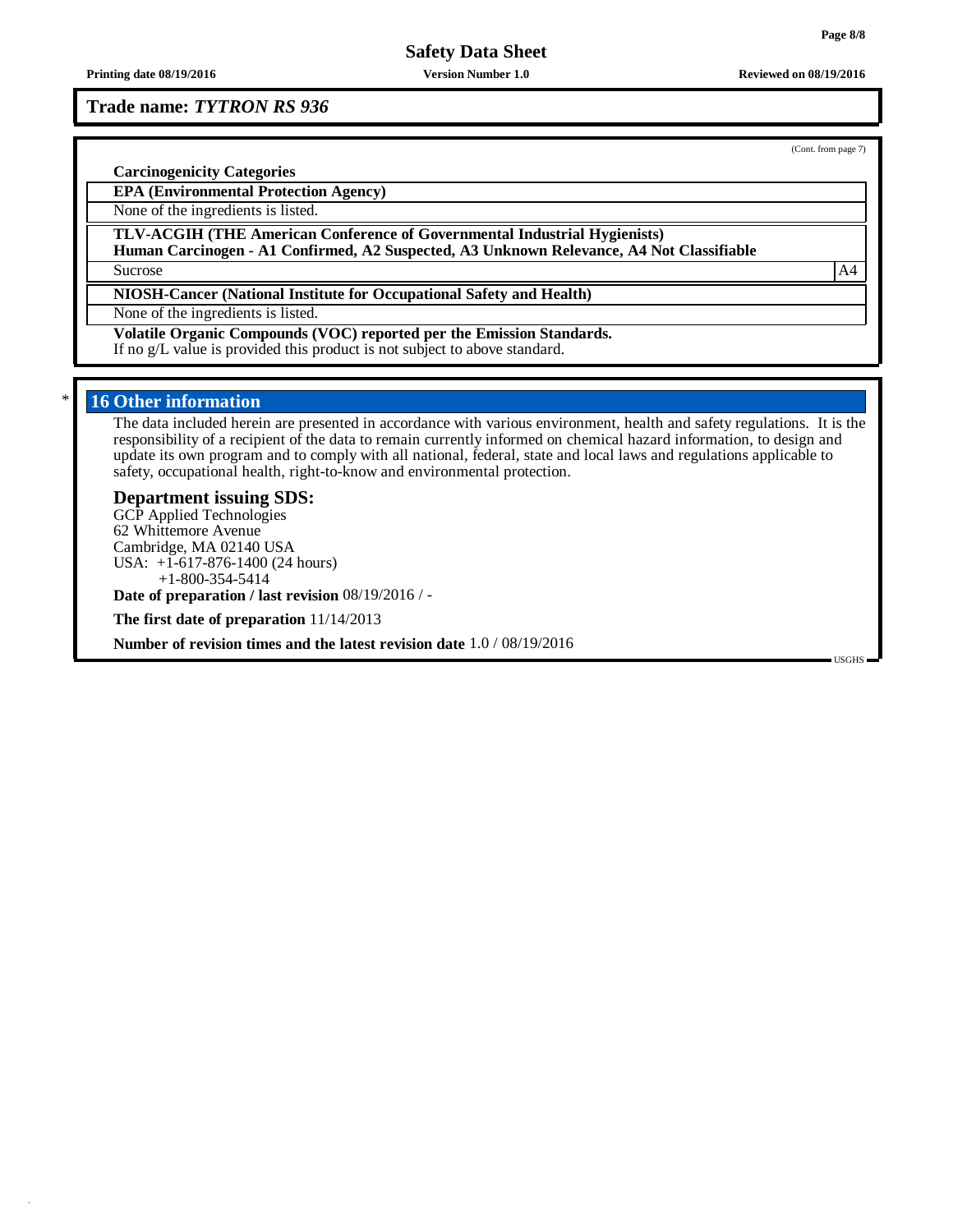**Trade name: *TYTRON RS 936***

(Cont. from page 7)

**Carcinogenicity Categories**

**EPA (Environmental Protection Agency)**

None of the ingredients is listed.

**TLV-ACGIH (THE American Conference of Governmental Industrial Hygienists)**
**Human Carcinogen - A1 Confirmed, A2 Suspected, A3 Unknown Relevance, A4 Not Classifiable**

| | |
|---|---|
| Sucrose | A4 |

**NIOSH-Cancer (National Institute for Occupational Safety and Health)**

None of the ingredients is listed.

**Volatile Organic Compounds (VOC) reported per the Emission Standards.**
If no g/L value is provided this product is not subject to above standard.

## * 16 Other information

The data included herein are presented in accordance with various environment, health and safety regulations. It is the responsibility of a recipient of the data to remain currently informed on chemical hazard information, to design and update its own program and to comply with all national, federal, state and local laws and regulations applicable to safety, occupational health, right-to-know and environmental protection.

### Department issuing SDS:

GCP Applied Technologies
62 Whittemore Avenue
Cambridge, MA 02140 USA
USA: +1-617-876-1400 (24 hours)
+1-800-354-5414

**Date of preparation / last revision** 08/19/2016 / -

**The first date of preparation** 11/14/2013

**Number of revision times and the latest revision date** 1.0 / 08/19/2016

USGHS